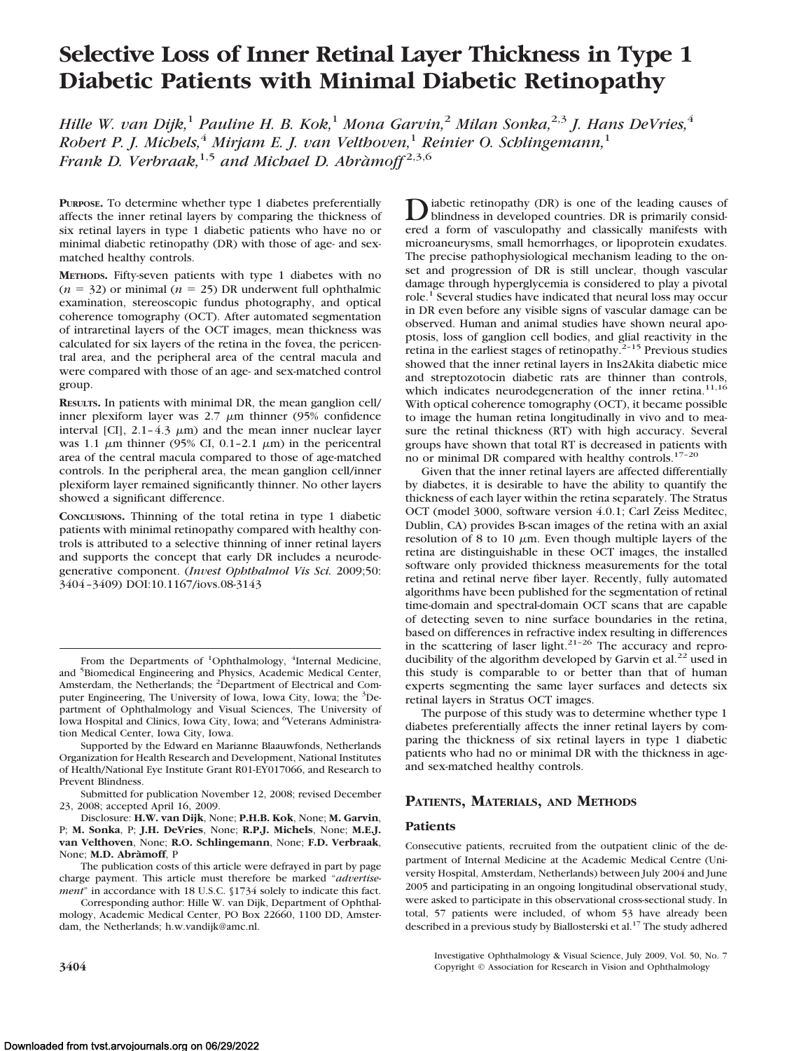# Selective Loss of Inner Retinal Layer Thickness in Type 1 Diabetic Patients with Minimal Diabetic Retinopathy

*Hille W. van Dijk,[1] Pauline H. B. Kok,[1] Mona Garvin,[2] Milan Sonka,[2,3] J. Hans DeVries,[4] Robert P. J. Michels,[4] Mirjam E. J. van Velthoven,[1] Reinier O. Schlingemann,[1] Frank D. Verbraak,[1,5] and Michael D. Abràmoff[2,3,6]*

**PURPOSE.** To determine whether type 1 diabetes preferentially affects the inner retinal layers by comparing the thickness of six retinal layers in type 1 diabetic patients who have no or minimal diabetic retinopathy (DR) with those of age- and sex-matched healthy controls.

**METHODS.** Fifty-seven patients with type 1 diabetes with no ($n = 32$) or minimal ($n = 25$) DR underwent full ophthalmic examination, stereoscopic fundus photography, and optical coherence tomography (OCT). After automated segmentation of intraretinal layers of the OCT images, mean thickness was calculated for six layers of the retina in the fovea, the pericentral area, and the peripheral area of the central macula and were compared with those of an age- and sex-matched control group.

**RESULTS.** In patients with minimal DR, the mean ganglion cell/inner plexiform layer was 2.7 μm thinner (95% confidence interval [CI], 2.1–4.3 μm) and the mean inner nuclear layer was 1.1 μm thinner (95% CI, 0.1–2.1 μm) in the pericentral area of the central macula compared to those of age-matched controls. In the peripheral area, the mean ganglion cell/inner plexiform layer remained significantly thinner. No other layers showed a significant difference.

**CONCLUSIONS.** Thinning of the total retina in type 1 diabetic patients with minimal retinopathy compared with healthy controls is attributed to a selective thinning of inner retinal layers and supports the concept that early DR includes a neurodegenerative component. (*Invest Ophthalmol Vis Sci.* 2009;50:3404–3409) DOI:10.1167/iovs.08-3143

---

From the Departments of [1]Ophthalmology, [4]Internal Medicine, and [5]Biomedical Engineering and Physics, Academic Medical Center, Amsterdam, the Netherlands; the [2]Department of Electrical and Computer Engineering, The University of Iowa, Iowa City, Iowa; the [3]Department of Ophthalmology and Visual Sciences, The University of Iowa Hospital and Clinics, Iowa City, Iowa; and [6]Veterans Administration Medical Center, Iowa City, Iowa.

Supported by the Edward en Marianne Blaauwfonds, Netherlands Organization for Health Research and Development, National Institutes of Health/National Eye Institute Grant R01-EY017066, and Research to Prevent Blindness.

Submitted for publication November 12, 2008; revised December 23, 2008; accepted April 16, 2009.

Disclosure: **H.W. van Dijk**, None; **P.H.B. Kok**, None; **M. Garvin**, P; **M. Sonka**, P; **J.H. DeVries**, None; **R.P.J. Michels**, None; **M.E.J. van Velthoven**, None; **R.O. Schlingemann**, None; **F.D. Verbraak**, None; **M.D. Abràmoff**, P

The publication costs of this article were defrayed in part by page charge payment. This article must therefore be marked "*advertisement*" in accordance with 18 U.S.C. §1734 solely to indicate this fact.

Corresponding author: Hille W. van Dijk, Department of Ophthalmology, Academic Medical Center, PO Box 22660, 1100 DD, Amsterdam, the Netherlands; h.w.vandijk@amc.nl.

---

Diabetic retinopathy (DR) is one of the leading causes of blindness in developed countries. DR is primarily considered a form of vasculopathy and classically manifests with microaneurysms, small hemorrhages, or lipoprotein exudates. The precise pathophysiological mechanism leading to the onset and progression of DR is still unclear, though vascular damage through hyperglycemia is considered to play a pivotal role.[1] Several studies have indicated that neural loss may occur in DR even before any visible signs of vascular damage can be observed. Human and animal studies have shown neural apoptosis, loss of ganglion cell bodies, and glial reactivity in the retina in the earliest stages of retinopathy.[2–15] Previous studies showed that the inner retinal layers in Ins2Akita diabetic mice and streptozotocin diabetic rats are thinner than controls, which indicates neurodegeneration of the inner retina.[11,16] With optical coherence tomography (OCT), it became possible to image the human retina longitudinally in vivo and to measure the retinal thickness (RT) with high accuracy. Several groups have shown that total RT is decreased in patients with no or minimal DR compared with healthy controls.[17–20]

Given that the inner retinal layers are affected differentially by diabetes, it is desirable to have the ability to quantify the thickness of each layer within the retina separately. The Stratus OCT (model 3000, software version 4.0.1; Carl Zeiss Meditec, Dublin, CA) provides B-scan images of the retina with an axial resolution of 8 to 10 μm. Even though multiple layers of the retina are distinguishable in these OCT images, the installed software only provided thickness measurements for the total retina and retinal nerve fiber layer. Recently, fully automated algorithms have been published for the segmentation of retinal time-domain and spectral-domain OCT scans that are capable of detecting seven to nine surface boundaries in the retina, based on differences in refractive index resulting in differences in the scattering of laser light.[21–26] The accuracy and reproducibility of the algorithm developed by Garvin et al.[22] used in this study is comparable to or better than that of human experts segmenting the same layer surfaces and detects six retinal layers in Stratus OCT images.

The purpose of this study was to determine whether type 1 diabetes preferentially affects the inner retinal layers by comparing the thickness of six retinal layers in type 1 diabetic patients who had no or minimal DR with the thickness in age- and sex-matched healthy controls.

## PATIENTS, MATERIALS, AND METHODS

### Patients

Consecutive patients, recruited from the outpatient clinic of the department of Internal Medicine at the Academic Medical Centre (University Hospital, Amsterdam, Netherlands) between July 2004 and June 2005 and participating in an ongoing longitudinal observational study, were asked to participate in this observational cross-sectional study. In total, 57 patients were included, of whom 53 have already been described in a previous study by Biallosterski et al.[17] The study adhered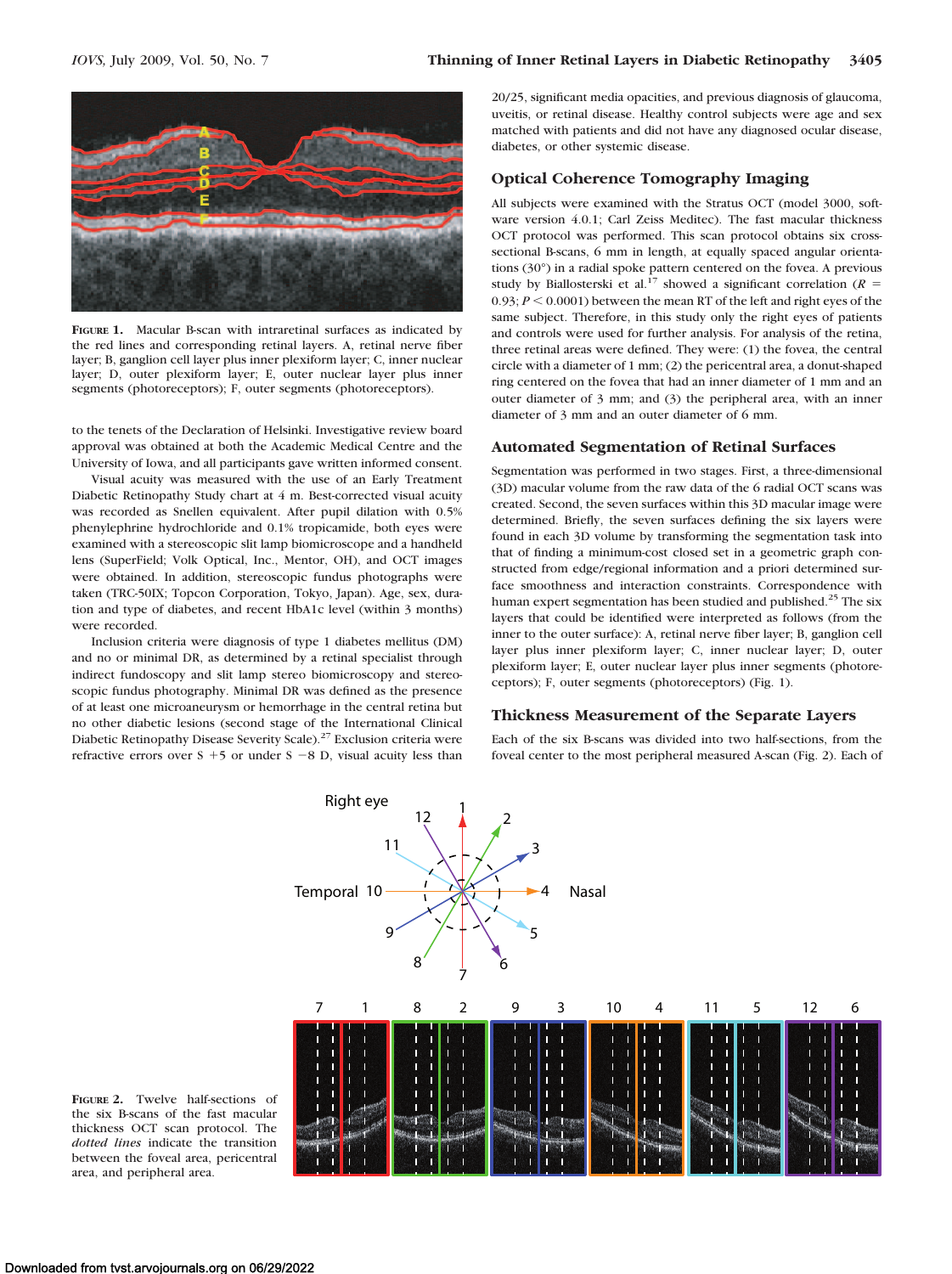**Figure 1.** Macular B-scan with intraretinal surfaces as indicated by the red lines and corresponding retinal layers. A, retinal nerve fiber layer; B, ganglion cell layer plus inner plexiform layer; C, inner nuclear layer; D, outer plexiform layer; E, outer nuclear layer plus inner segments (photoreceptors); F, outer segments (photoreceptors).

to the tenets of the Declaration of Helsinki. Investigative review board approval was obtained at both the Academic Medical Centre and the University of Iowa, and all participants gave written informed consent.

Visual acuity was measured with the use of an Early Treatment Diabetic Retinopathy Study chart at 4 m. Best-corrected visual acuity was recorded as Snellen equivalent. After pupil dilation with 0.5% phenylephrine hydrochloride and 0.1% tropicamide, both eyes were examined with a stereoscopic slit lamp biomicroscope and a handheld lens (SuperField; Volk Optical, Inc., Mentor, OH), and OCT images were obtained. In addition, stereoscopic fundus photographs were taken (TRC-50IX; Topcon Corporation, Tokyo, Japan). Age, sex, duration and type of diabetes, and recent HbA1c level (within 3 months) were recorded.

Inclusion criteria were diagnosis of type 1 diabetes mellitus (DM) and no or minimal DR, as determined by a retinal specialist through indirect fundoscopy and slit lamp stereo biomicroscopy and stereoscopic fundus photography. Minimal DR was defined as the presence of at least one microaneurysm or hemorrhage in the central retina but no other diabetic lesions (second stage of the International Clinical Diabetic Retinopathy Disease Severity Scale).[27] Exclusion criteria were refractive errors over S +5 or under S −8 D, visual acuity less than 20/25, significant media opacities, and previous diagnosis of glaucoma, uveitis, or retinal disease. Healthy control subjects were age and sex matched with patients and did not have any diagnosed ocular disease, diabetes, or other systemic disease.

## Optical Coherence Tomography Imaging

All subjects were examined with the Stratus OCT (model 3000, software version 4.0.1; Carl Zeiss Meditec). The fast macular thickness OCT protocol was performed. This scan protocol obtains six cross-sectional B-scans, 6 mm in length, at equally spaced angular orientations (30°) in a radial spoke pattern centered on the fovea. A previous study by Biallosterski et al.[17] showed a significant correlation ($R = 0.93$; $P < 0.0001$) between the mean RT of the left and right eyes of the same subject. Therefore, in this study only the right eyes of patients and controls were used for further analysis. For analysis of the retina, three retinal areas were defined. They were: (1) the fovea, the central circle with a diameter of 1 mm; (2) the pericentral area, a donut-shaped ring centered on the fovea that had an inner diameter of 1 mm and an outer diameter of 3 mm; and (3) the peripheral area, with an inner diameter of 3 mm and an outer diameter of 6 mm.

## Automated Segmentation of Retinal Surfaces

Segmentation was performed in two stages. First, a three-dimensional (3D) macular volume from the raw data of the 6 radial OCT scans was created. Second, the seven surfaces within this 3D macular image were determined. Briefly, the seven surfaces defining the six layers were found in each 3D volume by transforming the segmentation task into that of finding a minimum-cost closed set in a geometric graph constructed from edge/regional information and a priori determined surface smoothness and interaction constraints. Correspondence with human expert segmentation has been studied and published.[25] The six layers that could be identified were interpreted as follows (from the inner to the outer surface): A, retinal nerve fiber layer; B, ganglion cell layer plus inner plexiform layer; C, inner nuclear layer; D, outer plexiform layer; E, outer nuclear layer plus inner segments (photoreceptors); F, outer segments (photoreceptors) (Fig. 1).

## Thickness Measurement of the Separate Layers

Each of the six B-scans was divided into two half-sections, from the foveal center to the most peripheral measured A-scan (Fig. 2). Each of

**Figure 2.** Twelve half-sections of the six B-scans of the fast macular thickness OCT scan protocol. The *dotted lines* indicate the transition between the foveal area, pericentral area, and peripheral area.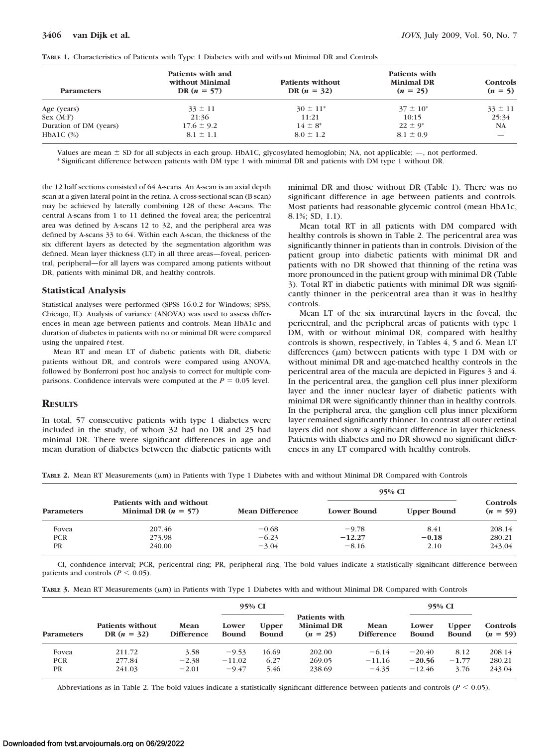**TABLE 1.** Characteristics of Patients with Type 1 Diabetes with and without Minimal DR and Controls

| Parameters | Patients with and without Minimal DR ($n$ = 57) | Patients without DR ($n$ = 32) | Patients with Minimal DR ($n$ = 25) | Controls ($n$ = 5) |
|---|---|---|---|---|
| Age (years) | 33 ± 11 | 30 ± 11* | 37 ± 10* | 33 ± 11 |
| Sex (M:F) | 21:36 | 11:21 | 10:15 | 25:34 |
| Duration of DM (years) | 17.6 ± 9.2 | 14 ± 8* | 22 ± 9* | NA |
| HbA1C (%) | 8.1 ± 1.1 | 8.0 ± 1.2 | 8.1 ± 0.9 | — |

Values are mean ± SD for all subjects in each group. HbA1C, glycosylated hemoglobin; NA, not applicable; —, not performed.
* Significant difference between patients with DM type 1 with minimal DR and patients with DM type 1 without DR.

the 12 half sections consisted of 64 A-scans. An A-scan is an axial depth scan at a given lateral point in the retina. A cross-sectional scan (B-scan) may be achieved by laterally combining 128 of these A-scans. The central A-scans from 1 to 11 defined the foveal area; the pericentral area was defined by A-scans 12 to 32, and the peripheral area was defined by A-scans 33 to 64. Within each A-scan, the thickness of the six different layers as detected by the segmentation algorithm was defined. Mean layer thickness (LT) in all three areas—foveal, pericentral, peripheral—for all layers was compared among patients without DR, patients with minimal DR, and healthy controls.

### Statistical Analysis

Statistical analyses were performed (SPSS 16.0.2 for Windows; SPSS, Chicago, IL). Analysis of variance (ANOVA) was used to assess differences in mean age between patients and controls. Mean HbA1c and duration of diabetes in patients with no or minimal DR were compared using the unpaired *t*-test.

Mean RT and mean LT of diabetic patients with DR, diabetic patients without DR, and controls were compared using ANOVA, followed by Bonferroni post hoc analysis to correct for multiple comparisons. Confidence intervals were computed at the $P = 0.05$ level.

## RESULTS

In total, 57 consecutive patients with type 1 diabetes were included in the study, of whom 32 had no DR and 25 had minimal DR. There were significant differences in age and mean duration of diabetes between the diabetic patients with minimal DR and those without DR (Table 1). There was no significant difference in age between patients and controls. Most patients had reasonable glycemic control (mean HbA1c, 8.1%; SD, 1.1).

Mean total RT in all patients with DM compared with healthy controls is shown in Table 2. The pericentral area was significantly thinner in patients than in controls. Division of the patient group into diabetic patients with minimal DR and patients with no DR showed that thinning of the retina was more pronounced in the patient group with minimal DR (Table 3). Total RT in diabetic patients with minimal DR was significantly thinner in the pericentral area than it was in healthy controls.

Mean LT of the six intraretinal layers in the foveal, the pericentral, and the peripheral areas of patients with type 1 DM, with or without minimal DR, compared with healthy controls is shown, respectively, in Tables 4, 5 and 6. Mean LT differences (μm) between patients with type 1 DM with or without minimal DR and age-matched healthy controls in the pericentral area of the macula are depicted in Figures 3 and 4. In the pericentral area, the ganglion cell plus inner plexiform layer and the inner nuclear layer of diabetic patients with minimal DR were significantly thinner than in healthy controls. In the peripheral area, the ganglion cell plus inner plexiform layer remained significantly thinner. In contrast all outer retinal layers did not show a significant difference in layer thickness. Patients with diabetes and no DR showed no significant differences in any LT compared with healthy controls.

**TABLE 2.** Mean RT Measurements (μm) in Patients with Type 1 Diabetes with and without Minimal DR Compared with Controls

| Parameters | Patients with and without Minimal DR ($n$ = 57) | Mean Difference | 95% CI | | Controls ($n$ = 59) |
|---|---|---|---|---|---|
| | | | Lower Bound | Upper Bound | |
| Fovea | 207.46 | −0.68 | −9.78 | 8.41 | 208.14 |
| PCR | 273.98 | −6.23 | **−12.27** | **−0.18** | 280.21 |
| PR | 240.00 | −3.04 | −8.16 | 2.10 | 243.04 |

CI, confidence interval; PCR, pericentral ring; PR, peripheral ring. The bold values indicate a statistically significant difference between patients and controls ($P < 0.05$).

**TABLE 3.** Mean RT Measurements (μm) in Patients with Type 1 Diabetes with and without Minimal DR Compared with Controls

| Parameters | Patients without DR ($n$ = 32) | Mean Difference | 95% CI | | Patients with Minimal DR ($n$ = 25) | Mean Difference | 95% CI | | Controls ($n$ = 59) |
|---|---|---|---|---|---|---|---|---|---|
| | | | Lower Bound | Upper Bound | | | Lower Bound | Upper Bound | |
| Fovea | 211.72 | 3.58 | −9.53 | 16.69 | 202.00 | −6.14 | −20.40 | 8.12 | 208.14 |
| PCR | 277.84 | −2.38 | −11.02 | 6.27 | 269.05 | −11.16 | **−20.56** | **−1.77** | 280.21 |
| PR | 241.03 | −2.01 | −9.47 | 5.46 | 238.69 | −4.35 | −12.46 | 3.76 | 243.04 |

Abbreviations as in Table 2. The bold values indicate a statistically significant difference between patients and controls ($P < 0.05$).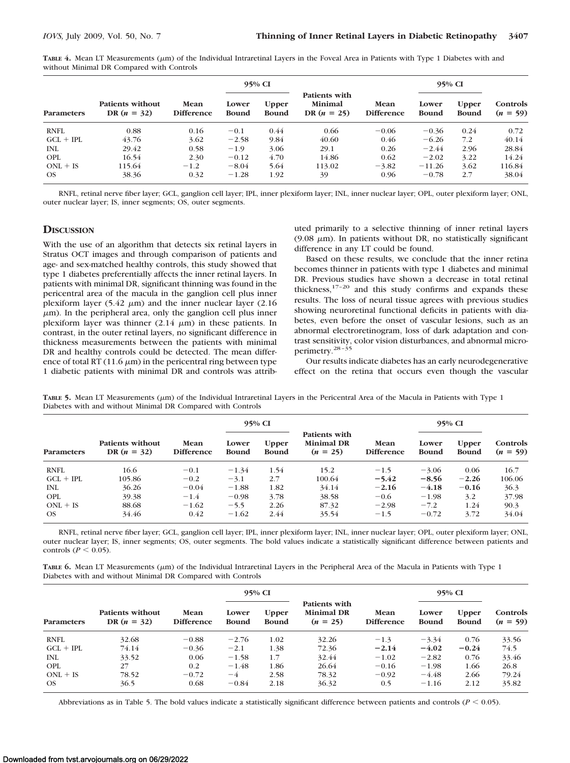**TABLE 4.** Mean LT Measurements (μm) of the Individual Intraretinal Layers in the Foveal Area in Patients with Type 1 Diabetes with and without Minimal DR Compared with Controls

| Parameters | Patients without DR ($n$ = 32) | Mean Difference | 95% CI Lower Bound | 95% CI Upper Bound | Patients with Minimal DR ($n$ = 25) | Mean Difference | 95% CI Lower Bound | 95% CI Upper Bound | Controls ($n$ = 59) |
|---|---|---|---|---|---|---|---|---|---|
| RNFL | 0.88 | 0.16 | −0.1 | 0.44 | 0.66 | −0.06 | −0.36 | 0.24 | 0.72 |
| GCL + IPL | 43.76 | 3.62 | −2.58 | 9.84 | 40.60 | 0.46 | −6.26 | 7.2 | 40.14 |
| INL | 29.42 | 0.58 | −1.9 | 3.06 | 29.1 | 0.26 | −2.44 | 2.96 | 28.84 |
| OPL | 16.54 | 2.30 | −0.12 | 4.70 | 14.86 | 0.62 | −2.02 | 3.22 | 14.24 |
| ONL + IS | 115.64 | −1.2 | −8.04 | 5.64 | 113.02 | −3.82 | −11.26 | 3.62 | 116.84 |
| OS | 38.36 | 0.32 | −1.28 | 1.92 | 39 | 0.96 | −0.78 | 2.7 | 38.04 |

RNFL, retinal nerve fiber layer; GCL, ganglion cell layer; IPL, inner plexiform layer; INL, inner nuclear layer; OPL, outer plexiform layer; ONL, outer nuclear layer; IS, inner segments; OS, outer segments.

## Discussion

With the use of an algorithm that detects six retinal layers in Stratus OCT images and through comparison of patients and age- and sex-matched healthy controls, this study showed that type 1 diabetes preferentially affects the inner retinal layers. In patients with minimal DR, significant thinning was found in the pericentral area of the macula in the ganglion cell plus inner plexiform layer (5.42 μm) and the inner nuclear layer (2.16 μm). In the peripheral area, only the ganglion cell plus inner plexiform layer was thinner (2.14 μm) in these patients. In contrast, in the outer retinal layers, no significant difference in thickness measurements between the patients with minimal DR and healthy controls could be detected. The mean difference of total RT (11.6 μm) in the pericentral ring between type 1 diabetic patients with minimal DR and controls was attributed primarily to a selective thinning of inner retinal layers (9.08 μm). In patients without DR, no statistically significant difference in any LT could be found.

Based on these results, we conclude that the inner retina becomes thinner in patients with type 1 diabetes and minimal DR. Previous studies have shown a decrease in total retinal thickness,[17–20] and this study confirms and expands these results. The loss of neural tissue agrees with previous studies showing neuroretinal functional deficits in patients with diabetes, even before the onset of vascular lesions, such as an abnormal electroretinogram, loss of dark adaptation and contrast sensitivity, color vision disturbances, and abnormal microperimetry.[28–35]

Our results indicate diabetes has an early neurodegenerative effect on the retina that occurs even though the vascular

**TABLE 5.** Mean LT Measurements (μm) of the Individual Intraretinal Layers in the Pericentral Area of the Macula in Patients with Type 1 Diabetes with and without Minimal DR Compared with Controls

| Parameters | Patients without DR ($n$ = 32) | Mean Difference | 95% CI Lower Bound | 95% CI Upper Bound | Patients with Minimal DR ($n$ = 25) | Mean Difference | 95% CI Lower Bound | 95% CI Upper Bound | Controls ($n$ = 59) |
|---|---|---|---|---|---|---|---|---|---|
| RNFL | 16.6 | −0.1 | −1.34 | 1.54 | 15.2 | −1.5 | −3.06 | 0.06 | 16.7 |
| GCL + IPL | 105.86 | −0.2 | −3.1 | 2.7 | 100.64 | **−5.42** | **−8.56** | **−2.26** | 106.06 |
| INL | 36.26 | −0.04 | −1.88 | 1.82 | 34.14 | **−2.16** | **−4.18** | **−0.16** | 36.3 |
| OPL | 39.38 | −1.4 | −0.98 | 3.78 | 38.58 | −0.6 | −1.98 | 3.2 | 37.98 |
| ONL + IS | 88.68 | −1.62 | −5.5 | 2.26 | 87.32 | −2.98 | −7.2 | 1.24 | 90.3 |
| OS | 34.46 | 0.42 | −1.62 | 2.44 | 35.54 | −1.5 | −0.72 | 3.72 | 34.04 |

RNFL, retinal nerve fiber layer; GCL, ganglion cell layer; IPL, inner plexiform layer; INL, inner nuclear layer; OPL, outer plexiform layer; ONL, outer nuclear layer; IS, inner segments; OS, outer segments. The bold values indicate a statistically significant difference between patients and controls ($P < 0.05$).

**TABLE 6.** Mean LT Measurements (μm) of the Individual Intraretinal Layers in the Peripheral Area of the Macula in Patients with Type 1 Diabetes with and without Minimal DR Compared with Controls

| Parameters | Patients without DR ($n$ = 32) | Mean Difference | 95% CI Lower Bound | 95% CI Upper Bound | Patients with Minimal DR ($n$ = 25) | Mean Difference | 95% CI Lower Bound | 95% CI Upper Bound | Controls ($n$ = 59) |
|---|---|---|---|---|---|---|---|---|---|
| RNFL | 32.68 | −0.88 | −2.76 | 1.02 | 32.26 | −1.3 | −3.34 | 0.76 | 33.56 |
| GCL + IPL | 74.14 | −0.36 | −2.1 | 1.38 | 72.36 | **−2.14** | **−4.02** | **−0.24** | 74.5 |
| INL | 33.52 | 0.06 | −1.58 | 1.7 | 32.44 | −1.02 | −2.82 | 0.76 | 33.46 |
| OPL | 27 | 0.2 | −1.48 | 1.86 | 26.64 | −0.16 | −1.98 | 1.66 | 26.8 |
| ONL + IS | 78.52 | −0.72 | −4 | 2.58 | 78.32 | −0.92 | −4.48 | 2.66 | 79.24 |
| OS | 36.5 | 0.68 | −0.84 | 2.18 | 36.32 | 0.5 | −1.16 | 2.12 | 35.82 |

Abbreviations as in Table 5. The bold values indicate a statistically significant difference between patients and controls ($P < 0.05$).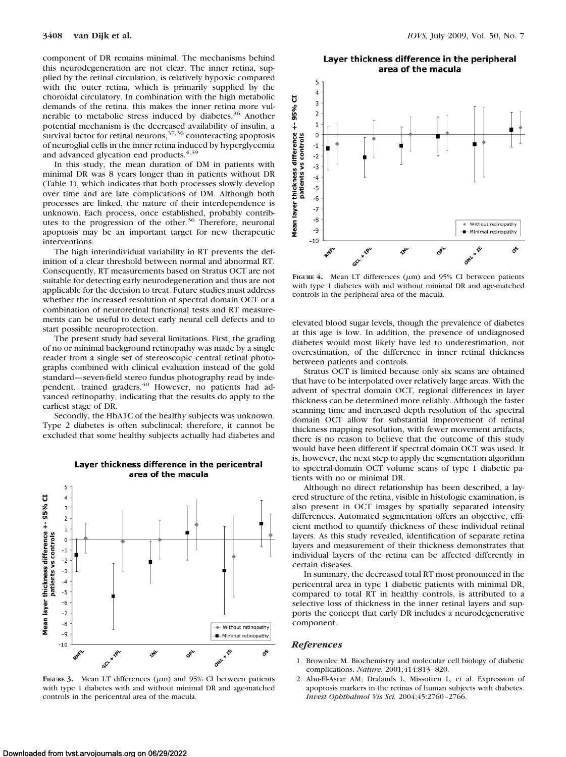component of DR remains minimal. The mechanisms behind this neurodegeneration are not clear. The inner retina, supplied by the retinal circulation, is relatively hypoxic compared with the outer retina, which is primarily supplied by the choroidal circulatory. In combination with the high metabolic demands of the retina, this makes the inner retina more vulnerable to metabolic stress induced by diabetes.[36] Another potential mechanism is the decreased availability of insulin, a survival factor for retinal neurons,[37,38] counteracting apoptosis of neuroglial cells in the inner retina induced by hyperglycemia and advanced glycation end products.[4,39]

In this study, the mean duration of DM in patients with minimal DR was 8 years longer than in patients without DR (Table 1), which indicates that both processes slowly develop over time and are late complications of DM. Although both processes are linked, the nature of their interdependence is unknown. Each process, once established, probably contributes to the progression of the other.[36] Therefore, neuronal apoptosis may be an important target for new therapeutic interventions.

The high interindividual variability in RT prevents the definition of a clear threshold between normal and abnormal RT. Consequently, RT measurements based on Stratus OCT are not suitable for detecting early neurodegeneration and thus are not applicable for the decision to treat. Future studies must address whether the increased resolution of spectral domain OCT or a combination of neuroretinal functional tests and RT measurements can be useful to detect early neural cell defects and to start possible neuroprotection.

The present study had several limitations. First, the grading of no or minimal background retinopathy was made by a single reader from a single set of stereoscopic central retinal photographs combined with clinical evaluation instead of the gold standard—seven-field stereo fundus photography read by independent, trained graders.[40] However, no patients had advanced retinopathy, indicating that the results do apply to the earliest stage of DR.

Secondly, the HbA1C of the healthy subjects was unknown. Type 2 diabetes is often subclinical; therefore, it cannot be excluded that some healthy subjects actually had diabetes and elevated blood sugar levels, though the prevalence of diabetes at this age is low. In addition, the presence of undiagnosed diabetes would most likely have led to underestimation, not overestimation, of the difference in inner retinal thickness between patients and controls.

**FIGURE 3.** Mean LT differences (μm) and 95% CI between patients with type 1 diabetes with and without minimal DR and age-matched controls in the pericentral area of the macula.

**FIGURE 4.** Mean LT differences (μm) and 95% CI between patients with type 1 diabetes with and without minimal DR and age-matched controls in the peripheral area of the macula.

Stratus OCT is limited because only six scans are obtained that have to be interpolated over relatively large areas. With the advent of spectral domain OCT, regional differences in layer thickness can be determined more reliably. Although the faster scanning time and increased depth resolution of the spectral domain OCT allow for substantial improvement of retinal thickness mapping resolution, with fewer movement artifacts, there is no reason to believe that the outcome of this study would have been different if spectral domain OCT was used. It is, however, the next step to apply the segmentation algorithm to spectral-domain OCT volume scans of type 1 diabetic patients with no or minimal DR.

Although no direct relationship has been described, a layered structure of the retina, visible in histologic examination, is also present in OCT images by spatially separated intensity differences. Automated segmentation offers an objective, efficient method to quantify thickness of these individual retinal layers. As this study revealed, identification of separate retina layers and measurement of their thickness demonstrates that individual layers of the retina can be affected differently in certain diseases.

In summary, the decreased total RT most pronounced in the pericentral area in type 1 diabetic patients with minimal DR, compared to total RT in healthy controls, is attributed to a selective loss of thickness in the inner retinal layers and supports the concept that early DR includes a neurodegenerative component.

## References

1. Brownlee M. Biochemistry and molecular cell biology of diabetic complications. *Nature.* 2001;414:813–820.
2. Abu-El-Asrar AM, Dralands L, Missotten L, et al. Expression of apoptosis markers in the retinas of human subjects with diabetes. *Invest Ophthalmol Vis Sci.* 2004;45:2760–2766.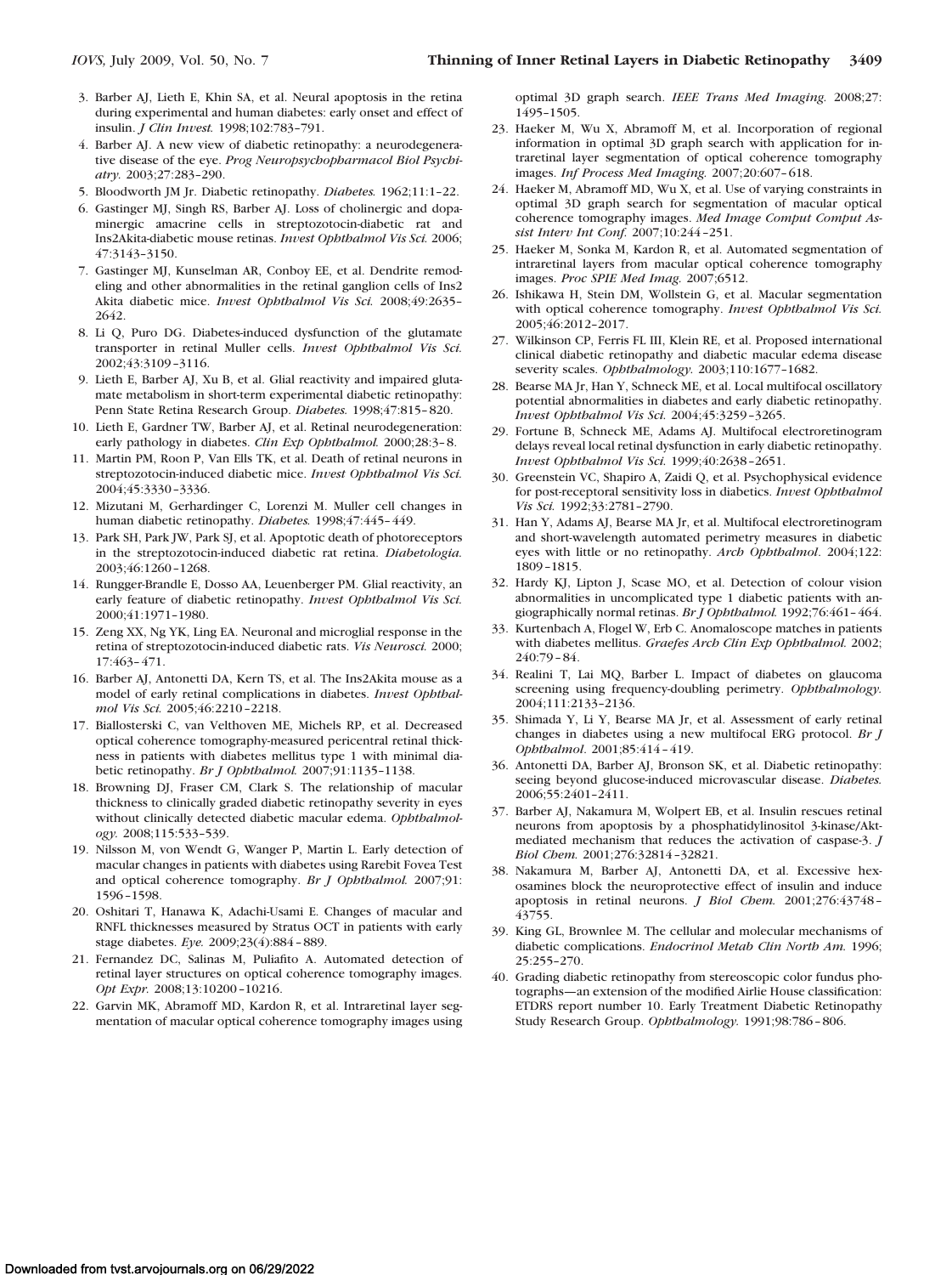3. Barber AJ, Lieth E, Khin SA, et al. Neural apoptosis in the retina during experimental and human diabetes: early onset and effect of insulin. *J Clin Invest.* 1998;102:783–791.
4. Barber AJ. A new view of diabetic retinopathy: a neurodegenerative disease of the eye. *Prog Neuropsychopharmacol Biol Psychiatry.* 2003;27:283–290.
5. Bloodworth JM Jr. Diabetic retinopathy. *Diabetes.* 1962;11:1–22.
6. Gastinger MJ, Singh RS, Barber AJ. Loss of cholinergic and dopaminergic amacrine cells in streptozotocin-diabetic rat and Ins2Akita-diabetic mouse retinas. *Invest Ophthalmol Vis Sci.* 2006;47:3143–3150.
7. Gastinger MJ, Kunselman AR, Conboy EE, et al. Dendrite remodeling and other abnormalities in the retinal ganglion cells of Ins2 Akita diabetic mice. *Invest Ophthalmol Vis Sci.* 2008;49:2635–2642.
8. Li Q, Puro DG. Diabetes-induced dysfunction of the glutamate transporter in retinal Muller cells. *Invest Ophthalmol Vis Sci.* 2002;43:3109–3116.
9. Lieth E, Barber AJ, Xu B, et al. Glial reactivity and impaired glutamate metabolism in short-term experimental diabetic retinopathy: Penn State Retina Research Group. *Diabetes.* 1998;47:815–820.
10. Lieth E, Gardner TW, Barber AJ, et al. Retinal neurodegeneration: early pathology in diabetes. *Clin Exp Ophthalmol.* 2000;28:3–8.
11. Martin PM, Roon P, Van Ells TK, et al. Death of retinal neurons in streptozotocin-induced diabetic mice. *Invest Ophthalmol Vis Sci.* 2004;45:3330–3336.
12. Mizutani M, Gerhardinger C, Lorenzi M. Muller cell changes in human diabetic retinopathy. *Diabetes.* 1998;47:445–449.
13. Park SH, Park JW, Park SJ, et al. Apoptotic death of photoreceptors in the streptozotocin-induced diabetic rat retina. *Diabetologia.* 2003;46:1260–1268.
14. Rungger-Brandle E, Dosso AA, Leuenberger PM. Glial reactivity, an early feature of diabetic retinopathy. *Invest Ophthalmol Vis Sci.* 2000;41:1971–1980.
15. Zeng XX, Ng YK, Ling EA. Neuronal and microglial response in the retina of streptozotocin-induced diabetic rats. *Vis Neurosci.* 2000;17:463–471.
16. Barber AJ, Antonetti DA, Kern TS, et al. The Ins2Akita mouse as a model of early retinal complications in diabetes. *Invest Ophthalmol Vis Sci.* 2005;46:2210–2218.
17. Biallosterski C, van Velthoven ME, Michels RP, et al. Decreased optical coherence tomography-measured pericentral retinal thickness in patients with diabetes mellitus type 1 with minimal diabetic retinopathy. *Br J Ophthalmol.* 2007;91:1135–1138.
18. Browning DJ, Fraser CM, Clark S. The relationship of macular thickness to clinically graded diabetic retinopathy severity in eyes without clinically detected diabetic macular edema. *Ophthalmology.* 2008;115:533–539.
19. Nilsson M, von Wendt G, Wanger P, Martin L. Early detection of macular changes in patients with diabetes using Rarebit Fovea Test and optical coherence tomography. *Br J Ophthalmol.* 2007;91:1596–1598.
20. Oshitari T, Hanawa K, Adachi-Usami E. Changes of macular and RNFL thicknesses measured by Stratus OCT in patients with early stage diabetes. *Eye.* 2009;23(4):884–889.
21. Fernandez DC, Salinas M, Puliafito A. Automated detection of retinal layer structures on optical coherence tomography images. *Opt Expr.* 2008;13:10200–10216.
22. Garvin MK, Abramoff MD, Kardon R, et al. Intraretinal layer segmentation of macular optical coherence tomography images using optimal 3D graph search. *IEEE Trans Med Imaging.* 2008;27:1495–1505.
23. Haeker M, Wu X, Abramoff M, et al. Incorporation of regional information in optimal 3D graph search with application for intraretinal layer segmentation of optical coherence tomography images. *Inf Process Med Imaging.* 2007;20:607–618.
24. Haeker M, Abramoff MD, Wu X, et al. Use of varying constraints in optimal 3D graph search for segmentation of macular optical coherence tomography images. *Med Image Comput Comput Assist Interv Int Conf.* 2007;10:244–251.
25. Haeker M, Sonka M, Kardon R, et al. Automated segmentation of intraretinal layers from macular optical coherence tomography images. *Proc SPIE Med Imag.* 2007;6512.
26. Ishikawa H, Stein DM, Wollstein G, et al. Macular segmentation with optical coherence tomography. *Invest Ophthalmol Vis Sci.* 2005;46:2012–2017.
27. Wilkinson CP, Ferris FL III, Klein RE, et al. Proposed international clinical diabetic retinopathy and diabetic macular edema disease severity scales. *Ophthalmology.* 2003;110:1677–1682.
28. Bearse MA Jr, Han Y, Schneck ME, et al. Local multifocal oscillatory potential abnormalities in diabetes and early diabetic retinopathy. *Invest Ophthalmol Vis Sci.* 2004;45:3259–3265.
29. Fortune B, Schneck ME, Adams AJ. Multifocal electroretinogram delays reveal local retinal dysfunction in early diabetic retinopathy. *Invest Ophthalmol Vis Sci.* 1999;40:2638–2651.
30. Greenstein VC, Shapiro A, Zaidi Q, et al. Psychophysical evidence for post-receptoral sensitivity loss in diabetics. *Invest Ophthalmol Vis Sci.* 1992;33:2781–2790.
31. Han Y, Adams AJ, Bearse MA Jr, et al. Multifocal electroretinogram and short-wavelength automated perimetry measures in diabetic eyes with little or no retinopathy. *Arch Ophthalmol*. 2004;122:1809–1815.
32. Hardy KJ, Lipton J, Scase MO, et al. Detection of colour vision abnormalities in uncomplicated type 1 diabetic patients with angiographically normal retinas. *Br J Ophthalmol.* 1992;76:461–464.
33. Kurtenbach A, Flogel W, Erb C. Anomaloscope matches in patients with diabetes mellitus. *Graefes Arch Clin Exp Ophthalmol.* 2002;240:79–84.
34. Realini T, Lai MQ, Barber L. Impact of diabetes on glaucoma screening using frequency-doubling perimetry. *Ophthalmology.* 2004;111:2133–2136.
35. Shimada Y, Li Y, Bearse MA Jr, et al. Assessment of early retinal changes in diabetes using a new multifocal ERG protocol. *Br J Ophthalmol*. 2001;85:414–419.
36. Antonetti DA, Barber AJ, Bronson SK, et al. Diabetic retinopathy: seeing beyond glucose-induced microvascular disease. *Diabetes.* 2006;55:2401–2411.
37. Barber AJ, Nakamura M, Wolpert EB, et al. Insulin rescues retinal neurons from apoptosis by a phosphatidylinositol 3-kinase/Akt-mediated mechanism that reduces the activation of caspase-3. *J Biol Chem.* 2001;276:32814–32821.
38. Nakamura M, Barber AJ, Antonetti DA, et al. Excessive hexosamines block the neuroprotective effect of insulin and induce apoptosis in retinal neurons. *J Biol Chem.* 2001;276:43748–43755.
39. King GL, Brownlee M. The cellular and molecular mechanisms of diabetic complications. *Endocrinol Metab Clin North Am.* 1996;25:255–270.
40. Grading diabetic retinopathy from stereoscopic color fundus photographs—an extension of the modified Airlie House classification: ETDRS report number 10. Early Treatment Diabetic Retinopathy Study Research Group. *Ophthalmology.* 1991;98:786–806.